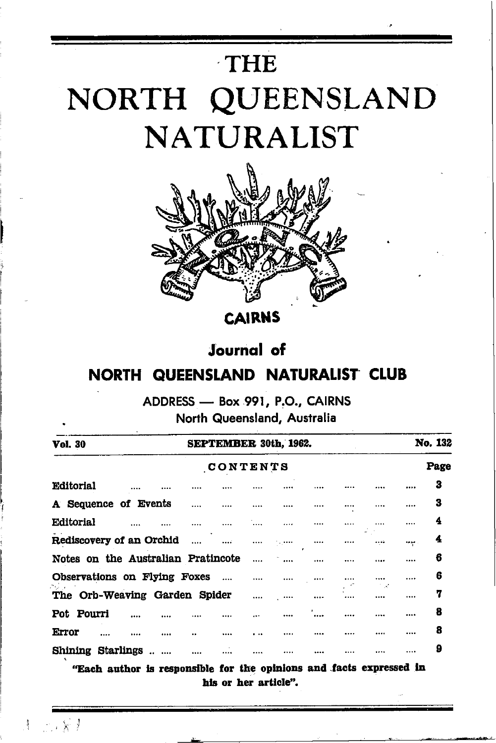# THE NORTH QUEENSLAND NATURALIST

**CAIRNS**

**Journal of**

**NORTH QUEENSLAND NATURALIST CLUB**

ADDRESS — Box 991, P.O., CAIRNS
North Queensland, Australia

**Vol. 30** | **SEPTEMBER 30th, 1962.** | **No. 132**

## CONTENTS

| | Page |
|---|---|
| Editorial | 3 |
| A Sequence of Events | 3 |
| Editorial | 4 |
| Rediscovery of an Orchid | 4 |
| Notes on the Australian Pratincole | 6 |
| Observations on Flying Foxes | 6 |
| The Orb-Weaving Garden Spider | 7 |
| Pot Pourri | 8 |
| Error | 8 |
| Shining Starlings | 9 |

**"Each author is responsible for the opinions and facts expressed in his or her article".**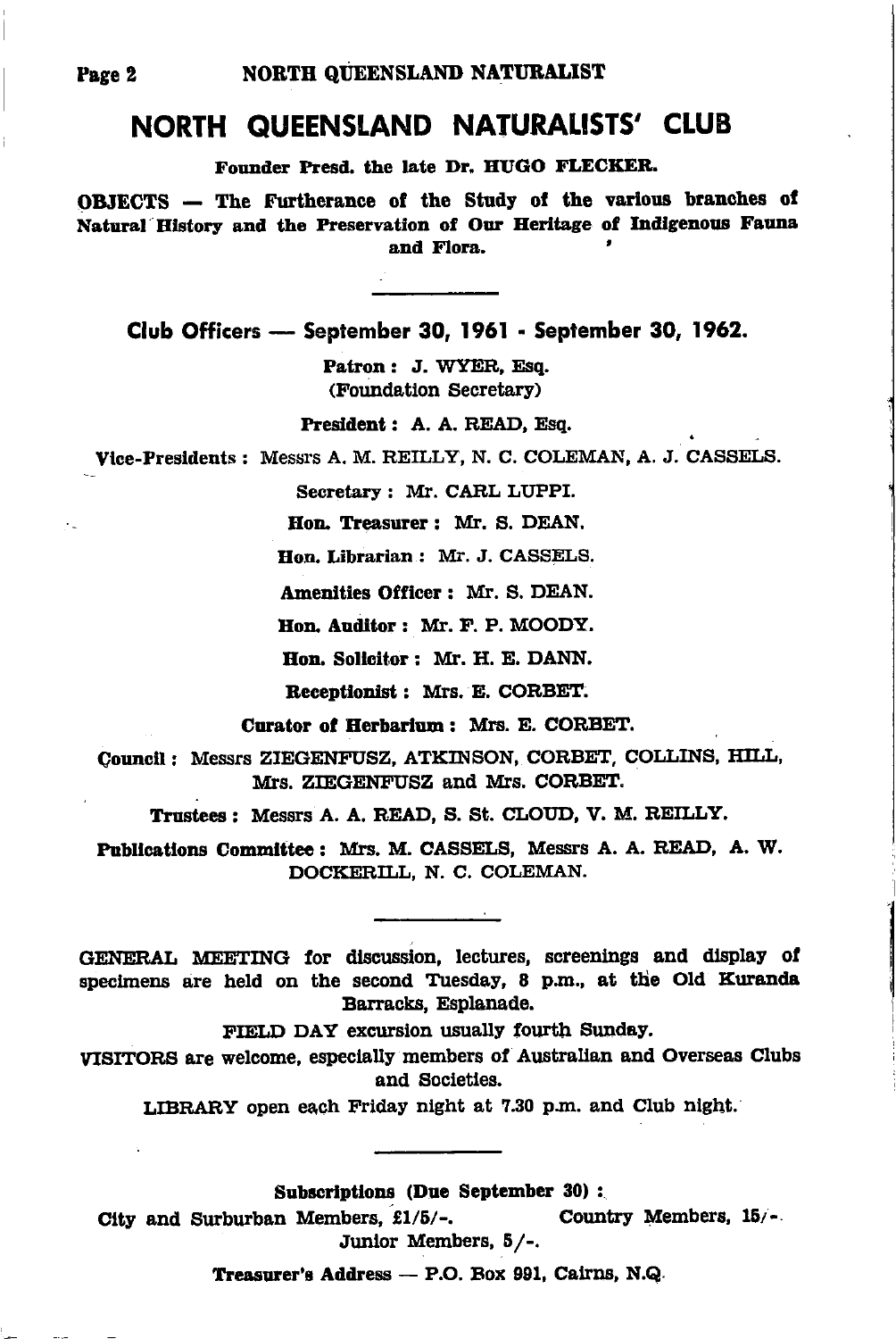# NORTH QUEENSLAND NATURALISTS' CLUB

**Founder Presd. the late Dr. HUGO FLECKER.**

**OBJECTS — The Furtherance of the Study of the various branches of Natural History and the Preservation of Our Heritage of Indigenous Fauna and Flora.**

---

## Club Officers — September 30, 1961 - September 30, 1962.

**Patron:** J. WYER, Esq. (Foundation Secretary)

**President:** A. A. READ, Esq.

**Vice-Presidents:** Messrs A. M. REILLY, N. C. COLEMAN, A. J. CASSELS.

**Secretary:** Mr. CARL LUPPI.

**Hon. Treasurer:** Mr. S. DEAN.

**Hon. Librarian:** Mr. J. CASSELS.

**Amenities Officer:** Mr. S. DEAN.

**Hon. Auditor:** Mr. F. P. MOODY.

**Hon. Solicitor:** Mr. H. E. DANN.

**Receptionist:** Mrs. E. CORBET.

**Curator of Herbarium:** Mrs. E. CORBET.

**Council:** Messrs ZIEGENFUSZ, ATKINSON, CORBET, COLLINS, HILL, Mrs. ZIEGENFUSZ and Mrs. CORBET.

**Trustees:** Messrs A. A. READ, S. St. CLOUD, V. M. REILLY.

**Publications Committee:** Mrs. M. CASSELS, Messrs A. A. READ, A. W. DOCKERILL, N. C. COLEMAN.

---

GENERAL MEETING for discussion, lectures, screenings and display of specimens are held on the second Tuesday, 8 p.m., at the Old Kuranda Barracks, Esplanade.

FIELD DAY excursion usually fourth Sunday.

VISITORS are welcome, especially members of Australian and Overseas Clubs and Societies.

LIBRARY open each Friday night at 7.30 p.m. and Club night.

---

**Subscriptions (Due September 30):**

City and Surburban Members, £1/5/-. Country Members, 15/-.
Junior Members, 5/-.

**Treasurer's Address — P.O. Box 991, Cairns, N.Q.**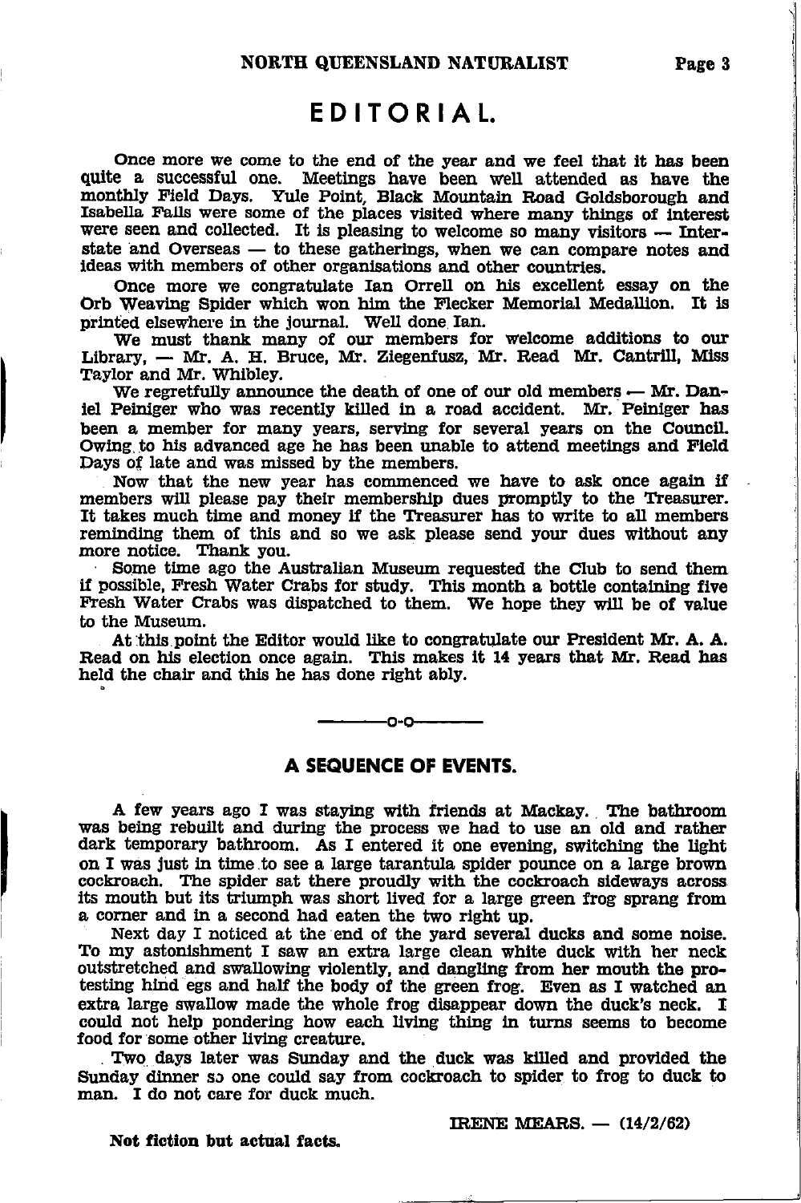# EDITORIAL.

Once more we come to the end of the year and we feel that it has been quite a successful one. Meetings have been well attended as have the monthly Field Days. Yule Point, Black Mountain Road Goldsborough and Isabella Falls were some of the places visited where many things of interest were seen and collected. It is pleasing to welcome so many visitors — Interstate and Overseas — to these gatherings, when we can compare notes and ideas with members of other organisations and other countries.

Once more we congratulate Ian Orrell on his excellent essay on the Orb Weaving Spider which won him the Flecker Memorial Medallion. It is printed elsewhere in the journal. Well done Ian.

We must thank many of our members for welcome additions to our Library, — Mr. A. H. Bruce, Mr. Ziegenfusz, Mr. Read Mr. Cantrill, Miss Taylor and Mr. Whibley.

We regretfully announce the death of one of our old members — Mr. Daniel Peiniger who was recently killed in a road accident. Mr. Peiniger has been a member for many years, serving for several years on the Council. Owing to his advanced age he has been unable to attend meetings and Field Days of late and was missed by the members.

Now that the new year has commenced we have to ask once again if members will please pay their membership dues promptly to the Treasurer. It takes much time and money if the Treasurer has to write to all members reminding them of this and so we ask please send your dues without any more notice. Thank you.

Some time ago the Australian Museum requested the Club to send them if possible, Fresh Water Crabs for study. This month a bottle containing five Fresh Water Crabs was dispatched to them. We hope they will be of value to the Museum.

At this point the Editor would like to congratulate our President Mr. A. A. Read on his election once again. This makes it 14 years that Mr. Read has held the chair and this he has done right ably.

---

## A SEQUENCE OF EVENTS.

A few years ago I was staying with friends at Mackay. The bathroom was being rebuilt and during the process we had to use an old and rather dark temporary bathroom. As I entered it one evening, switching the light on I was just in time to see a large tarantula spider pounce on a large brown cockroach. The spider sat there proudly with the cockroach sideways across its mouth but its triumph was short lived for a large green frog sprang from a corner and in a second had eaten the two right up.

Next day I noticed at the end of the yard several ducks and some noise. To my astonishment I saw an extra large clean white duck with her neck outstretched and swallowing violently, and dangling from her mouth the protesting hind egs and half the body of the green frog. Even as I watched an extra large swallow made the whole frog disappear down the duck's neck. I could not help pondering how each living thing in turns seems to become food for some other living creature.

Two days later was Sunday and the duck was killed and provided the Sunday dinner so one could say from cockroach to spider to frog to duck to man. I do not care for duck much.

IRENE MEARS. — (14/2/62)

**Not fiction but actual facts.**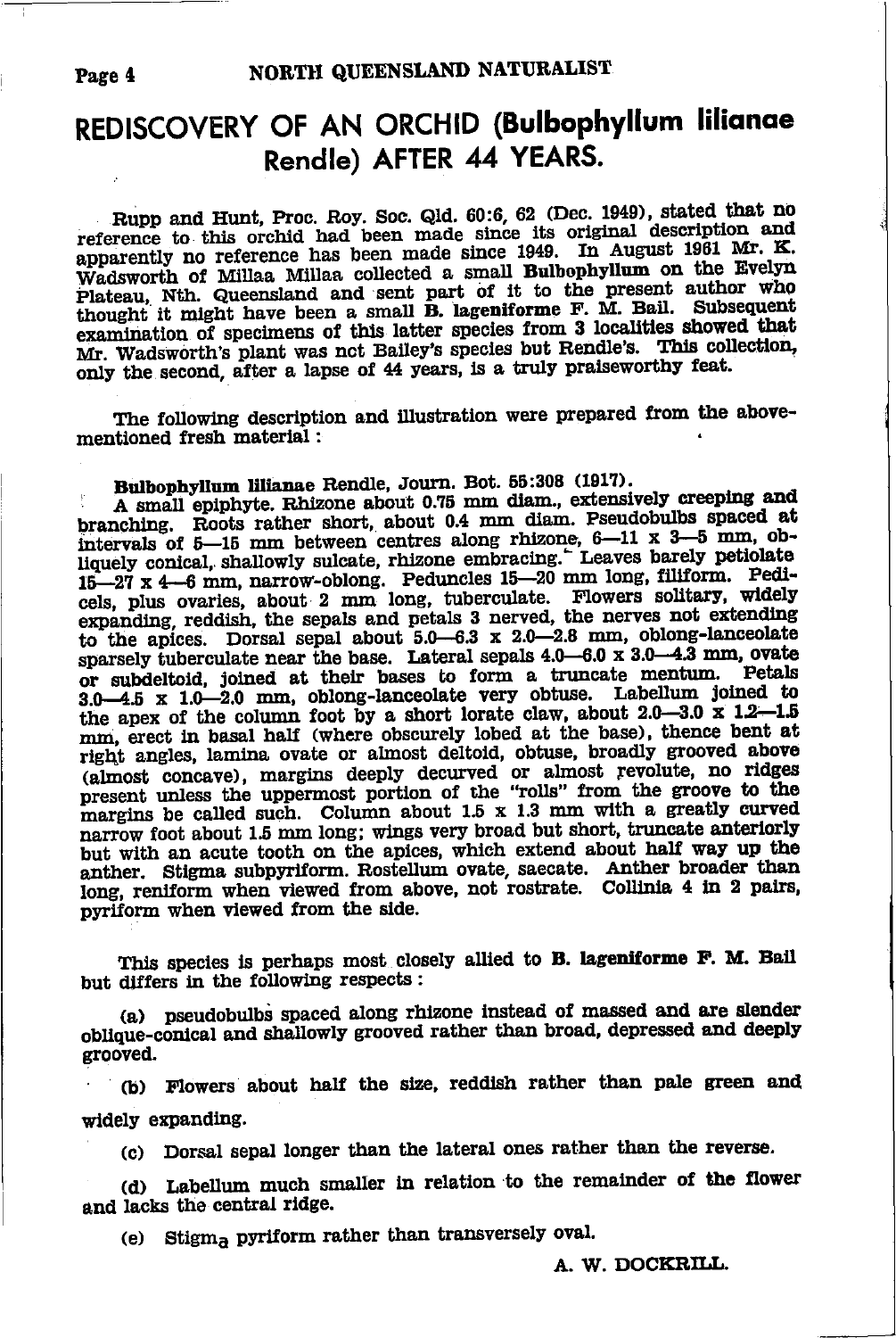# REDISCOVERY OF AN ORCHID (Bulbophyllum lilianae Rendle) AFTER 44 YEARS.

Rupp and Hunt, Proc. Roy. Soc. Qld. 60:6, 62 (Dec. 1949), stated that no reference to this orchid had been made since its original description and apparently no reference has been made since 1949. In August 1961 Mr. K. Wadsworth of Millaa Millaa collected a small **Bulbophyllum** on the Evelyn Plateau, Nth. Queensland and sent part of it to the present author who thought it might have been a small **B. lageniforme** F. M. Bail. Subsequent examination of specimens of this latter species from 3 localities showed that Mr. Wadsworth's plant was nct Bailey's species but Rendle's. This collection, only the second, after a lapse of 44 years, is a truly praiseworthy feat.

The following description and illustration were prepared from the above-mentioned fresh material:

**Bulbophyllum lilianae** Rendle, Journ. Bot. 55:308 (1917).

A small epiphyte. Rhizone about 0.75 mm diam., extensively creeping and branching. Roots rather short, about 0.4 mm diam. Pseudobulbs spaced at intervals of 5—15 mm between centres along rhizone, 6—11 x 3—5 mm, obliquely conical, shallowly sulcate, rhizone embracing. Leaves barely petiolate 15—27 x 4—6 mm, narrow-oblong. Peduncles 15—20 mm long, filiform. Pedicels, plus ovaries, about 2 mm long, tuberculate. Flowers solitary, widely expanding, reddish, the sepals and petals 3 nerved, the nerves not extending to the apices. Dorsal sepal about 5.0—6.3 x 2.0—2.8 mm, oblong-lanceolate sparsely tuberculate near the base. Lateral sepals 4.0—6.0 x 3.0—4.3 mm, ovate or subdeltoid, joined at their bases to form a truncate mentum. Petals 3.0—4.5 x 1.0—2.0 mm, oblong-lanceolate very obtuse. Labellum joined to the apex of the column foot by a short lorate claw, about 2.0—3.0 x 1.2—1.5 mm, erect in basal half (where obscurely lobed at the base), thence bent at right angles, lamina ovate or almost deltoid, obtuse, broadly grooved above (almost concave), margins deeply decurved or almost revolute, no ridges present unless the uppermost portion of the "rolls" from the groove to the margins be called such. Column about 1.5 x 1.3 mm with a greatly curved narrow foot about 1.5 mm long; wings very broad but short, truncate anteriorly but with an acute tooth on the apices, which extend about half way up the anther. Stigma subpyriform. Rostellum ovate, saecate. Anther broader than long, reniform when viewed from above, not rostrate. Collinia 4 in 2 pairs, pyriform when viewed from the side.

This species is perhaps most closely allied to **B. lageniforme** F. M. Bail but differs in the following respects:

(a) pseudobulbs spaced along rhizone instead of massed and are slender oblique-conical and shallowly grooved rather than broad, depressed and deeply grooved.

(b) Flowers about half the size, reddish rather than pale green and widely expanding.

(c) Dorsal sepal longer than the lateral ones rather than the reverse.

(d) Labellum much smaller in relation to the remainder of the flower and lacks the central ridge.

(e) Stigma pyriform rather than transversely oval.

A. W. DOCKRILL.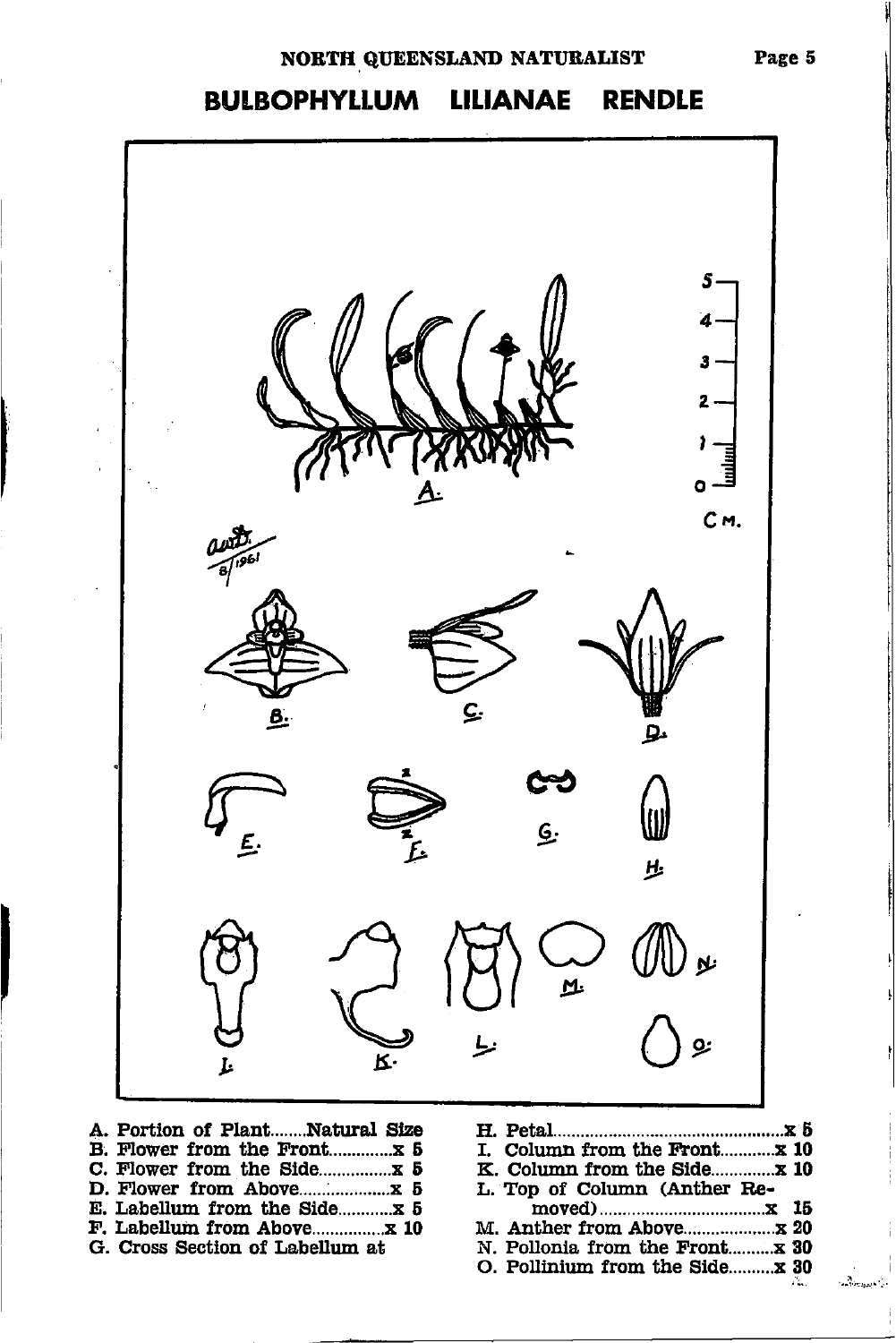# BULBOPHYLLUM LILIANAE RENDLE

A. Portion of Plant........Natural Size
B. Flower from the Front.............x 5
C. Flower from the Side................x 5
D. Flower from Above....................x 5
E. Labellum from the Side............x 5
F. Labellum from Above................x 10
G. Cross Section of Labellum at

H. Petal..................................................x 5
I. Column from the Front............x 10
K. Column from the Side..............x 10
L. Top of Column (Anther Removed).....................................x 15
M. Anther from Above....................x 20
N. Pollonia from the Front..........x 30
O. Pollinium from the Side..........x 30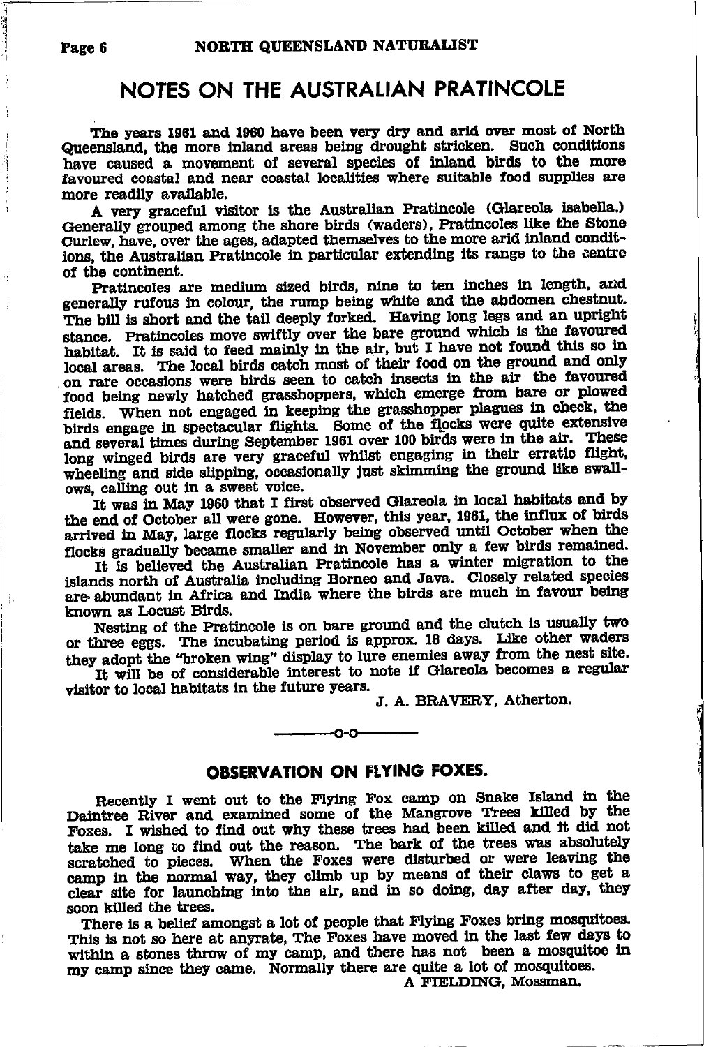# NOTES ON THE AUSTRALIAN PRATINCOLE

The years 1961 and 1960 have been very dry and arid over most of North Queensland, the more inland areas being drought stricken. Such conditions have caused a movement of several species of inland birds to the more favoured coastal and near coastal localities where suitable food supplies are more readily available.

A very graceful visitor is the Australian Pratincole (Glareola isabella.) Generally grouped among the shore birds (waders), Pratincoles like the Stone Curlew, have, over the ages, adapted themselves to the more arid inland conditions, the Australian Pratincole in particular extending its range to the centre of the continent.

Pratincoles are medium sized birds, nine to ten inches in length, and generally rufous in colour, the rump being white and the abdomen chestnut. The bill is short and the tail deeply forked. Having long legs and an upright stance. Pratincoles move swiftly over the bare ground which is the favoured habitat. It is said to feed mainly in the air, but I have not found this so in local areas. The local birds catch most of their food on the ground and only on rare occasions were birds seen to catch insects in the air the favoured food being newly hatched grasshoppers, which emerge from bare or plowed fields. When not engaged in keeping the grasshopper plagues in check, the birds engage in spectacular flights. Some of the flocks were quite extensive and several times during September 1961 over 100 birds were in the air. These long winged birds are very graceful whilst engaging in their erratic flight, wheeling and side slipping, occasionally just skimming the ground like swallows, calling out in a sweet voice.

It was in May 1960 that I first observed Glareola in local habitats and by the end of October all were gone. However, this year, 1961, the influx of birds arrived in May, large flocks regularly being observed until October when the flocks gradually became smaller and in November only a few birds remained.

It is believed the Australian Pratincole has a winter migration to the islands north of Australia including Borneo and Java. Closely related species are abundant in Africa and India where the birds are much in favour being known as Locust Birds.

Nesting of the Pratincole is on bare ground and the clutch is usually two or three eggs. The incubating period is approx. 18 days. Like other waders they adopt the "broken wing" display to lure enemies away from the nest site.

It will be of considerable interest to note if Glareola becomes a regular visitor to local habitats in the future years.

J. A. BRAVERY, Atherton.

---o-o---

## OBSERVATION ON FLYING FOXES.

Recently I went out to the Flying Fox camp on Snake Island in the Daintree River and examined some of the Mangrove Trees killed by the Foxes. I wished to find out why these trees had been killed and it did not take me long to find out the reason. The bark of the trees was absolutely scratched to pieces. When the Foxes were disturbed or were leaving the camp in the normal way, they climb up by means of their claws to get a clear site for launching into the air, and in so doing, day after day, they soon killed the trees.

There is a belief amongst a lot of people that Flying Foxes bring mosquitoes. This is not so here at anyrate, The Foxes have moved in the last few days to within a stones throw of my camp, and there has not been a mosquitoe in my camp since they came. Normally there are quite a lot of mosquitoes.

A FIELDING, Mossman.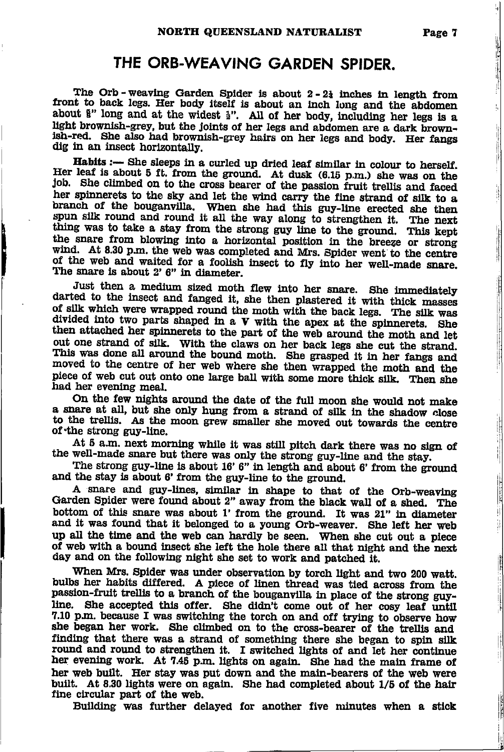# THE ORB-WEAVING GARDEN SPIDER.

The Orb-weaving Garden Spider is about 2 - 2½ inches in length from front to back legs. Her body itself is about an inch long and the abdomen about ⅝" long and at the widest ½". All of her body, including her legs is a light brownish-grey, but the joints of her legs and abdomen are a dark brownish-red. She also had brownish-grey hairs on her legs and body. Her fangs dig in an insect horizontally.

**Habits :—** She sleeps in a curled up dried leaf similar in colour to herself. Her leaf is about 5 ft. from the ground. At dusk (6.15 p.m.) she was on the job. She climbed on to the cross bearer of the passion fruit trellis and faced her spinnerets to the sky and let the wind carry the fine strand of silk to a branch of the bouganvilla. When she had this guy-line erected she then spun silk round and round it all the way along to strengthen it. The next thing was to take a stay from the strong guy line to the ground. This kept the snare from blowing into a horizontal position in the breeze or strong wind. At 8.30 p.m. the web was completed and Mrs. Spider went to the centre of the web and waited for a foolish insect to fly into her well-made snare. The snare is about 2' 6" in diameter.

Just then a medium sized moth flew into her snare. She immediately darted to the insect and fanged it, she then plastered it with thick masses of silk which were wrapped round the moth with the back legs. The silk was divided into two parts shaped in a V with the apex at the spinnerets. She then attached her spinnerets to the part of the web around the moth and let out one strand of silk. With the claws on her back legs she cut the strand. This was done all around the bound moth. She grasped it in her fangs and moved to the centre of her web where she then wrapped the moth and the piece of web cut out onto one large ball with some more thick silk. Then she had her evening meal.

On the few nights around the date of the full moon she would not make a snare at all, but she only hung from a strand of silk in the shadow close to the trellis. As the moon grew smaller she moved out towards the centre of the strong guy-line.

At 5 a.m. next morning while it was still pitch dark there was no sign of the well-made snare but there was only the strong guy-line and the stay.

The strong guy-line is about 16' 6" in length and about 6' from the ground and the stay is about 6' from the guy-line to the ground.

A snare and guy-lines, similar in shape to that of the Orb-weaving Garden Spider were found about 2" away from the black wall of a shed. The bottom of this snare was about 1' from the ground. It was 21" in diameter and it was found that it belonged to a young Orb-weaver. She left her web up all the time and the web can hardly be seen. When she cut out a piece of web with a bound insect she left the hole there all that night and the next day and on the following night she set to work and patched it.

When Mrs. Spider was under observation by torch light and two 200 watt. bulbs her habits differed. A piece of linen thread was tied across from the passion-fruit trellis to a branch of the bouganvilla in place of the strong guy-line. She accepted this offer. She didn't come out of her cosy leaf until 7.10 p.m. because I was switching the torch on and off trying to observe how she began her work. She climbed on to the cross-bearer of the trellis and finding that there was a strand of something there she began to spin silk round and round to strengthen it. I switched lights of and let her continue her evening work. At 7.45 p.m. lights on again. She had the main frame of her web built. Her stay was put down and the main-bearers of the web were built. At 8.30 lights were on again. She had completed about 1/5 of the hair fine circular part of the web.

Building was further delayed for another five minutes when a stick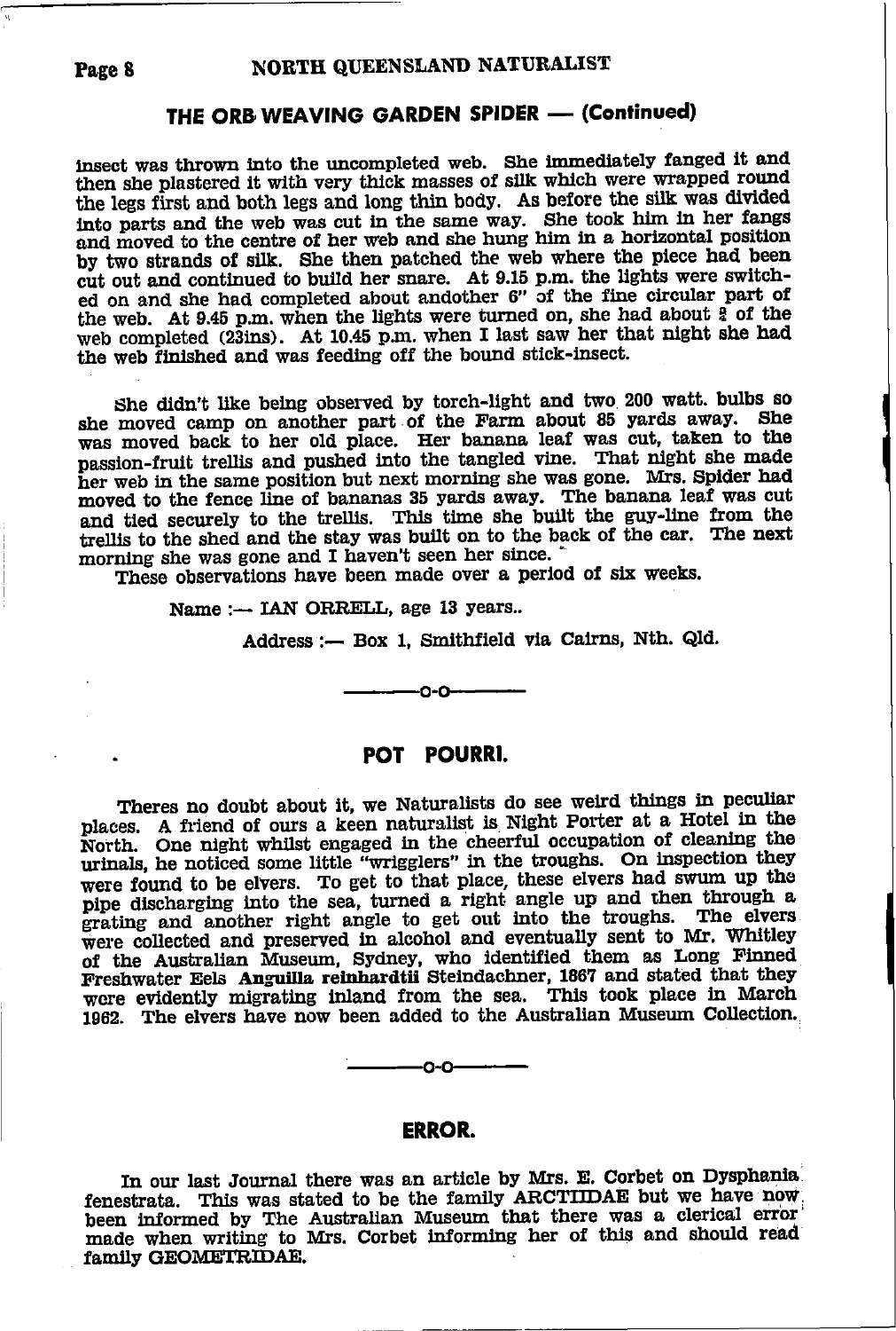## THE ORB WEAVING GARDEN SPIDER — (Continued)

insect was thrown into the uncompleted web. She immediately fanged it and then she plastered it with very thick masses of silk which were wrapped round the legs first and both legs and long thin body. As before the silk was divided into parts and the web was cut in the same way. She took him in her fangs and moved to the centre of her web and she hung him in a horizontal position by two strands of silk. She then patched the web where the piece had been cut out and continued to build her snare. At 9.15 p.m. the lights were switched on and she had completed about andother 6" of the fine circular part of the web. At 9.45 p.m. when the lights were turned on, she had about ⅔ of the web completed (23ins). At 10.45 p.m. when I last saw her that night she had the web finished and was feeding off the bound stick-insect.

She didn't like being observed by torch-light and two 200 watt. bulbs so she moved camp on another part of the Farm about 85 yards away. She was moved back to her old place. Her banana leaf was cut, taken to the passion-fruit trellis and pushed into the tangled vine. That night she made her web in the same position but next morning she was gone. Mrs. Spider had moved to the fence line of bananas 35 yards away. The banana leaf was cut and tied securely to the trellis. This time she built the guy-line from the trellis to the shed and the stay was built on to the back of the car. The next morning she was gone and I haven't seen her since.

These observations have been made over a period of six weeks.

Name :— IAN ORRELL, age 13 years..

Address :— Box 1, Smithfield via Cairns, Nth. Qld.

—o-o—

## POT POURRI.

Theres no doubt about it, we Naturalists do see weird things in peculiar places. A friend of ours a keen naturalist is Night Porter at a Hotel in the North. One night whilst engaged in the cheerful occupation of cleaning the urinals, he noticed some little "wrigglers" in the troughs. On inspection they were found to be elvers. To get to that place, these elvers had swum up the pipe discharging into the sea, turned a right angle up and then through a grating and another right angle to get out into the troughs. The elvers were collected and preserved in alcohol and eventually sent to Mr. Whitley of the Australian Museum, Sydney, who identified them as Long Finned Freshwater Eels **Anguilla reinhardtii** Steindachner, 1867 and stated that they were evidently migrating inland from the sea. This took place in March 1962. The elvers have now been added to the Australian Museum Collection.

—o-o—

## ERROR.

In our last Journal there was an article by Mrs. E. Corbet on Dysphania fenestrata. This was stated to be the family ARCTIIDAE but we have now been informed by The Australian Museum that there was a clerical error made when writing to Mrs. Corbet informing her of this and should read family GEOMETRIDAE.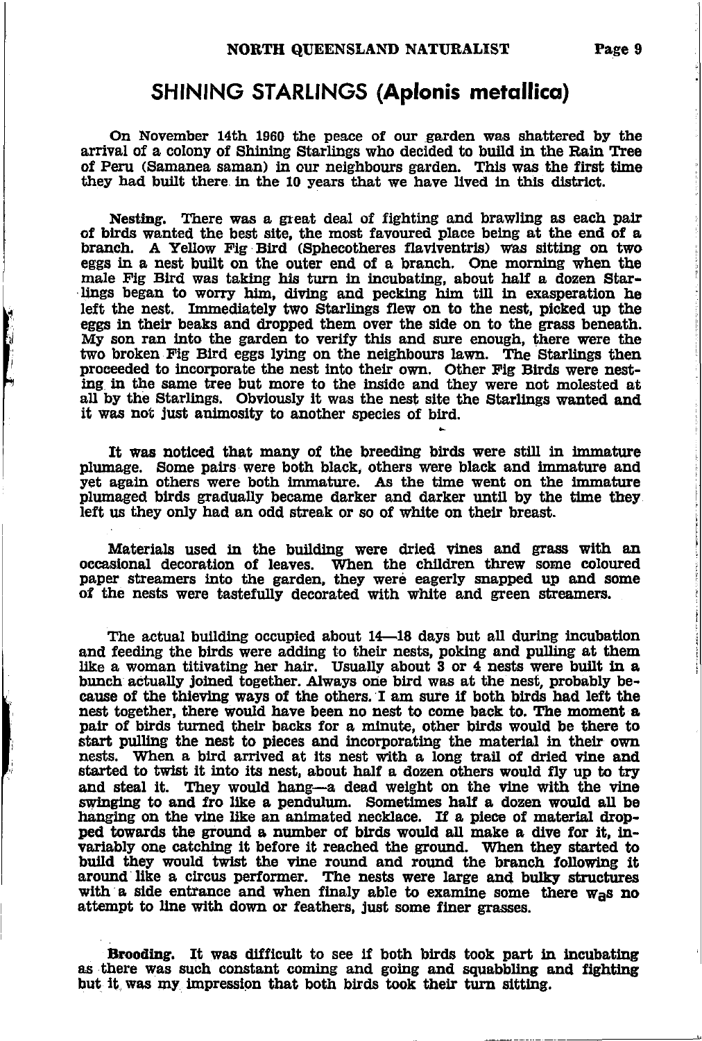## SHINING STARLINGS (*Aplonis metallica*)

On November 14th 1960 the peace of our garden was shattered by the arrival of a colony of Shining Starlings who decided to build in the Rain Tree of Peru (*Samanea saman*) in our neighbours garden. This was the first time they had built there in the 10 years that we have lived in this district.

**Nesting.** There was a great deal of fighting and brawling as each pair of birds wanted the best site, the most favoured place being at the end of a branch. A Yellow Fig Bird (*Sphecotheres flaviventris*) was sitting on two eggs in a nest built on the outer end of a branch. One morning when the male Fig Bird was taking his turn in incubating, about half a dozen Starlings began to worry him, diving and pecking him till in exasperation he left the nest. Immediately two Starlings flew on to the nest, picked up the eggs in their beaks and dropped them over the side on to the grass beneath. My son ran into the garden to verify this and sure enough, there were the two broken Fig Bird eggs lying on the neighbours lawn. The Starlings then proceeded to incorporate the nest into their own. Other Fig Birds were nesting in the same tree but more to the inside and they were not molested at all by the Starlings. Obviously it was the nest site the Starlings wanted and it was not just animosity to another species of bird.

It was noticed that many of the breeding birds were still in immature plumage. Some pairs were both black, others were black and immature and yet again others were both immature. As the time went on the immature plumaged birds gradually became darker and darker until by the time they left us they only had an odd streak or so of white on their breast.

Materials used in the building were dried vines and grass with an occasional decoration of leaves. When the children threw some coloured paper streamers into the garden, they were eagerly snapped up and some of the nests were tastefully decorated with white and green streamers.

The actual building occupied about 14—18 days but all during incubation and feeding the birds were adding to their nests, poking and pulling at them like a woman titivating her hair. Usually about 3 or 4 nests were built in a bunch actually joined together. Always one bird was at the nest, probably because of the thieving ways of the others. I am sure if both birds had left the nest together, there would have been no nest to come back to. The moment a pair of birds turned their backs for a minute, other birds would be there to start pulling the nest to pieces and incorporating the material in their own nests. When a bird arrived at its nest with a long trail of dried vine and started to twist it into its nest, about half a dozen others would fly up to try and steal it. They would hang—a dead weight on the vine with the vine swinging to and fro like a pendulum. Sometimes half a dozen would all be hanging on the vine like an animated necklace. If a piece of material dropped towards the ground a number of birds would all make a dive for it, invariably one catching it before it reached the ground. When they started to build they would twist the vine round and round the branch following it around like a circus performer. The nests were large and bulky structures with a side entrance and when finaly able to examine some there was no attempt to line with down or feathers, just some finer grasses.

**Brooding.** It was difficult to see if both birds took part in incubating as there was such constant coming and going and squabbling and fighting but it was my impression that both birds took their turn sitting.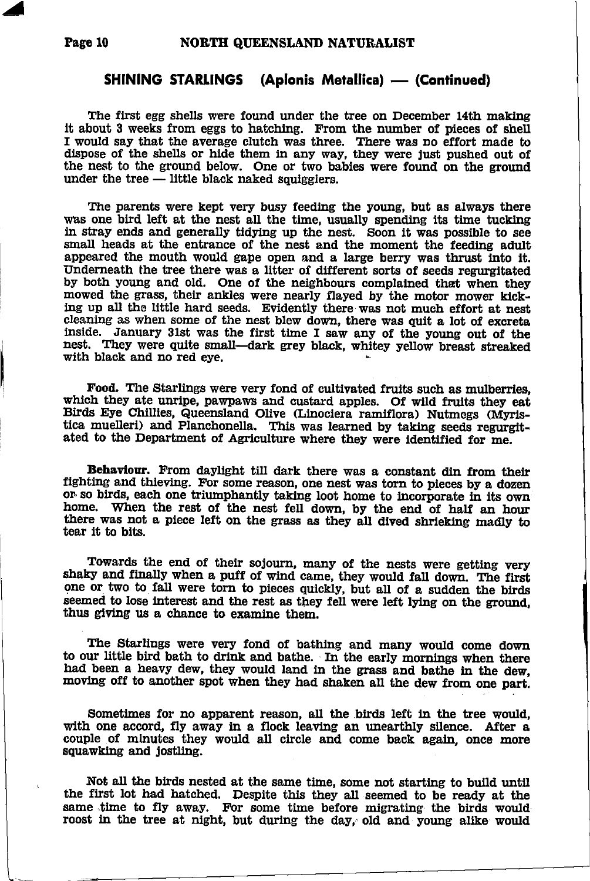## SHINING STARLINGS (Aplonis Metallica) — (Continued)

The first egg shells were found under the tree on December 14th making it about 3 weeks from eggs to hatching. From the number of pieces of shell I would say that the average clutch was three. There was no effort made to dispose of the shells or hide them in any way, they were just pushed out of the nest to the ground below. One or two babies were found on the ground under the tree — little black naked squigglers.

The parents were kept very busy feeding the young, but as always there was one bird left at the nest all the time, usually spending its time tucking in stray ends and generally tidying up the nest. Soon it was possible to see small heads at the entrance of the nest and the moment the feeding adult appeared the mouth would gape open and a large berry was thrust into it. Underneath the tree there was a litter of different sorts of seeds regurgitated by both young and old. One of the neighbours complained that when they mowed the grass, their ankles were nearly flayed by the motor mower kicking up all the little hard seeds. Evidently there was not much effort at nest cleaning as when some of the nest blew down, there was quit a lot of excreta inside. January 31st was the first time I saw any of the young out of the nest. They were quite small—dark grey black, whitey yellow breast streaked with black and no red eye.

**Food.** The Starlings were very fond of cultivated fruits such as mulberries, which they ate unripe, pawpaws and custard apples. Of wild fruits they eat Birds Eye Chillies, Queensland Olive (Linociera ramiflora) Nutmegs (Myristica muelleri) and Planchonella. This was learned by taking seeds regurgitated to the Department of Agriculture where they were identified for me.

**Behaviour.** From daylight till dark there was a constant din from their fighting and thieving. For some reason, one nest was torn to pieces by a dozen or so birds, each one triumphantly taking loot home to incorporate in its own home. When the rest of the nest fell down, by the end of half an hour there was not a piece left on the grass as they all dived shrieking madly to tear it to bits.

Towards the end of their sojourn, many of the nests were getting very shaky and finally when a puff of wind came, they would fall down. The first one or two to fall were torn to pieces quickly, but all of a sudden the birds seemed to lose interest and the rest as they fell were left lying on the ground, thus giving us a chance to examine them.

The Starlings were very fond of bathing and many would come down to our little bird bath to drink and bathe. In the early mornings when there had been a heavy dew, they would land in the grass and bathe in the dew, moving off to another spot when they had shaken all the dew from one part.

Sometimes for no apparent reason, all the birds left in the tree would, with one accord, fly away in a flock leaving an unearthly silence. After a couple of minutes they would all circle and come back again, once more squawking and jostling.

Not all the birds nested at the same time, some not starting to build until the first lot had hatched. Despite this they all seemed to be ready at the same time to fly away. For some time before migrating the birds would roost in the tree at night, but during the day, old and young alike would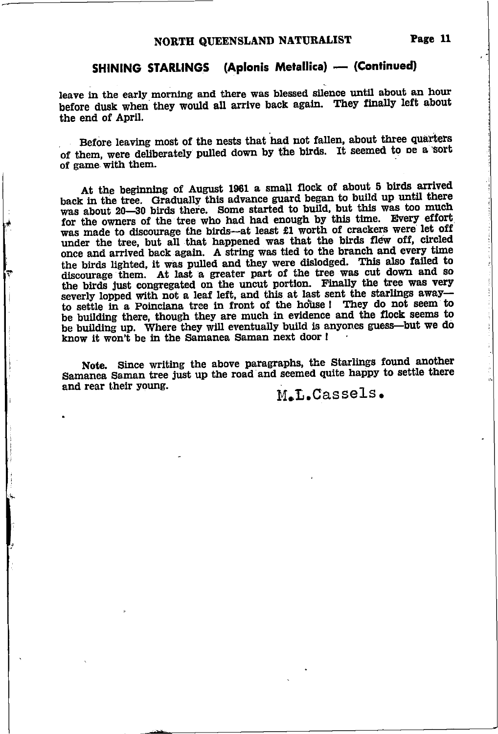## SHINING STARLINGS (Aplonis Metallica) — (Continued)

leave in the early morning and there was blessed silence until about an hour before dusk when they would all arrive back again. They finally left about the end of April.

Before leaving most of the nests that had not fallen, about three quarters of them, were deliberately pulled down by the birds. It seemed to be a sort of game with them.

At the beginning of August 1961 a small flock of about 5 birds arrived back in the tree. Gradually this advance guard began to build up until there was about 20—30 birds there. Some started to build, but this was too much for the owners of the tree who had had enough by this time. Every effort was made to discourage the birds—at least £1 worth of crackers were let off under the tree, but all that happened was that the birds flew off, circled once and arrived back again. A string was tied to the branch and every time the birds lighted, it was pulled and they were dislodged. This also failed to discourage them. At last a greater part of the tree was cut down and so the birds just congregated on the uncut portion. Finally the tree was very severly lopped with not a leaf left, and this at last sent the starlings away—to settle in a Poinciana tree in front of the house ! They do not seem to be building there, though they are much in evidence and the flock seems to be building up. Where they will eventually build is anyones guess—but we do know it won't be in the Samanea Saman next door !

**Note.** Since writing the above paragraphs, the Starlings found another Samanea Saman tree just up the road and seemed quite happy to settle there and rear their young.

M.L.Cassels.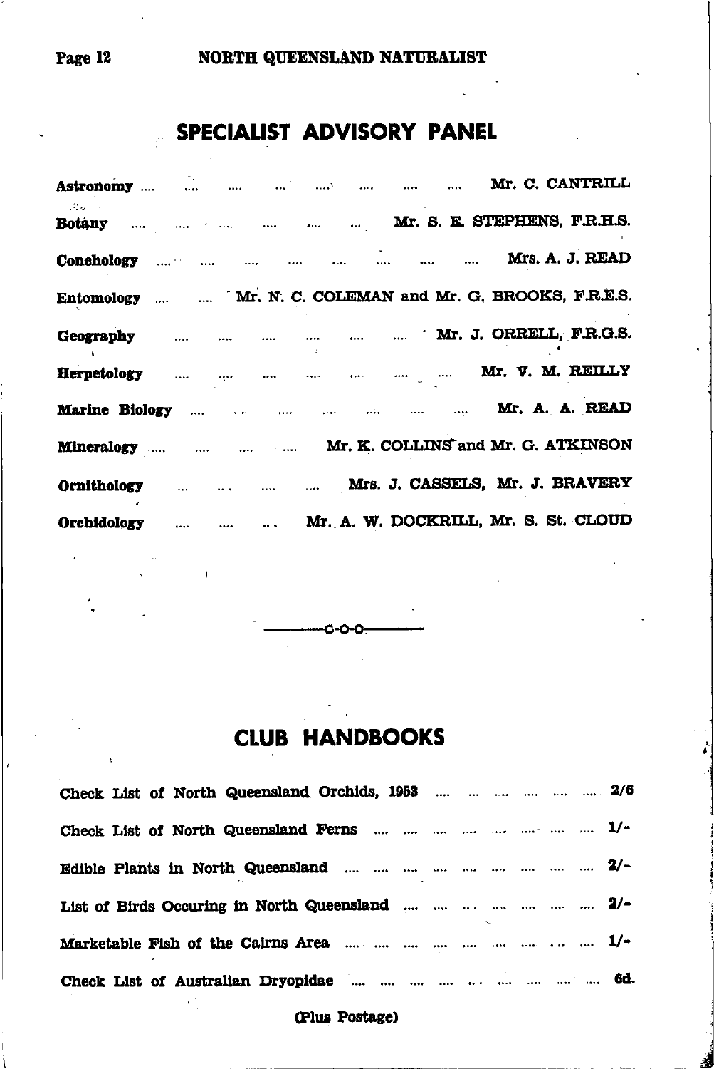## SPECIALIST ADVISORY PANEL

| | |
|---|---|
| **Astronomy** | Mr. C. CANTRILL |
| **Botany** | Mr. S. E. STEPHENS, F.R.H.S. |
| **Conchology** | Mrs. A. J. READ |
| **Entomology** | Mr. N. C. COLEMAN and Mr. G. BROOKS, F.R.E.S. |
| **Geography** | Mr. J. ORRELL, F.R.G.S. |
| **Herpetology** | Mr. V. M. REILLY |
| **Marine Biology** | Mr. A. A. READ |
| **Mineralogy** | Mr. K. COLLINS and Mr. G. ATKINSON |
| **Ornithology** | Mrs. J. CASSELS, Mr. J. BRAVERY |
| **Orchidology** | Mr. A. W. DOCKRILL, Mr. S. St. CLOUD |

o-o-o

## CLUB HANDBOOKS

| | |
|---|---|
| Check List of North Queensland Orchids, 1953 | 2/6 |
| Check List of North Queensland Ferns | 1/- |
| Edible Plants in North Queensland | 2/- |
| List of Birds Occuring in North Queensland | 2/- |
| Marketable Fish of the Cairns Area | 1/- |
| Check List of Australian Dryopidae | 6d. |

(Plus Postage)